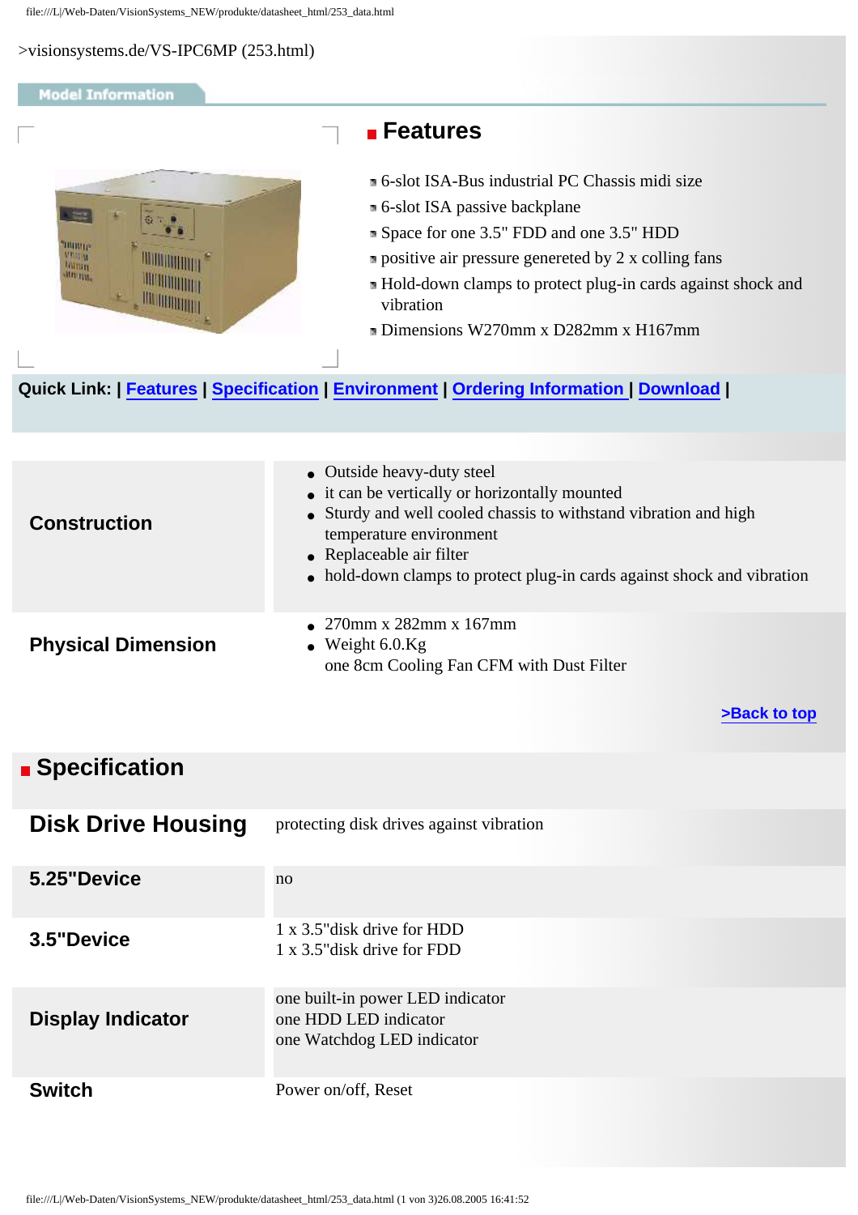>visionsystems.de/VS-IPC6MP (253.html)

Model Information

## Features

- 6-slot ISA-Bus industrial PC Chassis midi size
- 6-slot ISA passive backplane
- Space for one 3.5" FDD and one 3.5" HDD
- positive air pressure genereted by 2 x colling fans
- Hold-down clamps to protect plug-in cards against shock and vibration
- Dimensions W270mm x D282mm x H167mm

**Quick Link: | Features | Specification | Environment | Ordering Information | Download |**

| | |
|---|---|
| **Construction** | • Outside heavy-duty steel<br>• it can be vertically or horizontally mounted<br>• Sturdy and well cooled chassis to withstand vibration and high temperature environment<br>• Replaceable air filter<br>• hold-down clamps to protect plug-in cards against shock and vibration |
| **Physical Dimension** | • 270mm x 282mm x 167mm<br>• Weight 6.0.Kg<br>one 8cm Cooling Fan CFM with Dust Filter |

>Back to top

## Specification

| | |
|---|---|
| **Disk Drive Housing** | protecting disk drives against vibration |
| **5.25"Device** | no |
| **3.5"Device** | 1 x 3.5"disk drive for HDD<br>1 x 3.5"disk drive for FDD |
| **Display Indicator** | one built-in power LED indicator<br>one HDD LED indicator<br>one Watchdog LED indicator |
| **Switch** | Power on/off, Reset |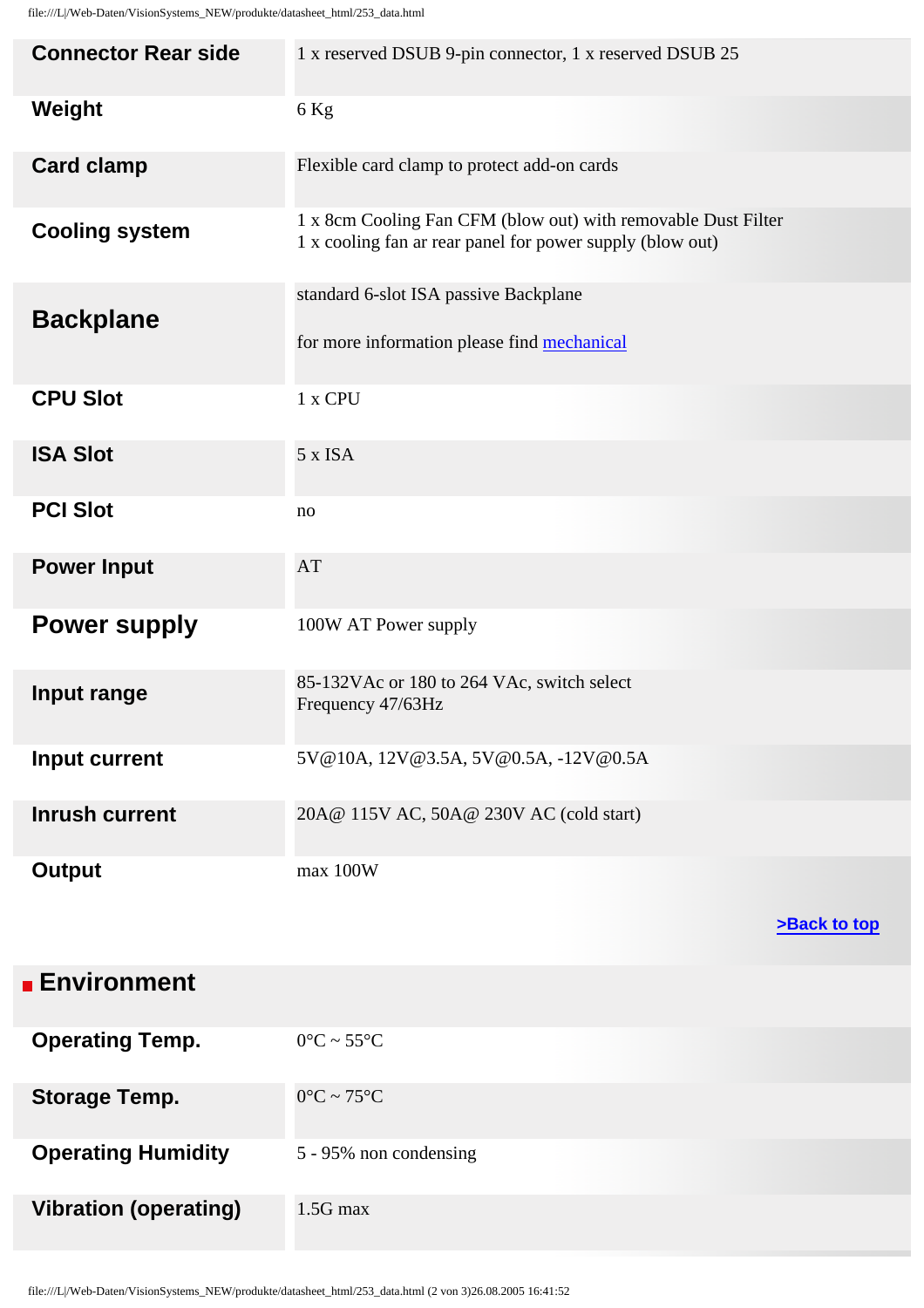| | |
|---|---|
| **Connector Rear side** | 1 x reserved DSUB 9-pin connector, 1 x reserved DSUB 25 |
| **Weight** | 6 Kg |
| **Card clamp** | Flexible card clamp to protect add-on cards |
| **Cooling system** | 1 x 8cm Cooling Fan CFM (blow out) with removable Dust Filter<br>1 x cooling fan ar rear panel for power supply (blow out) |
| **Backplane** | standard 6-slot ISA passive Backplane<br><br>for more information please find mechanical |
| **CPU Slot** | 1 x CPU |
| **ISA Slot** | 5 x ISA |
| **PCI Slot** | no |
| **Power Input** | AT |
| **Power supply** | 100W AT Power supply |
| **Input range** | 85-132VAc or 180 to 264 VAc, switch select<br>Frequency 47/63Hz |
| **Input current** | 5V@10A, 12V@3.5A, 5V@0.5A, -12V@0.5A |
| **Inrush current** | 20A@ 115V AC, 50A@ 230V AC (cold start) |
| **Output** | max 100W |

>Back to top

## Environment

| | |
|---|---|
| **Operating Temp.** | 0°C ~ 55°C |
| **Storage Temp.** | 0°C ~ 75°C |
| **Operating Humidity** | 5 - 95% non condensing |
| **Vibration (operating)** | 1.5G max |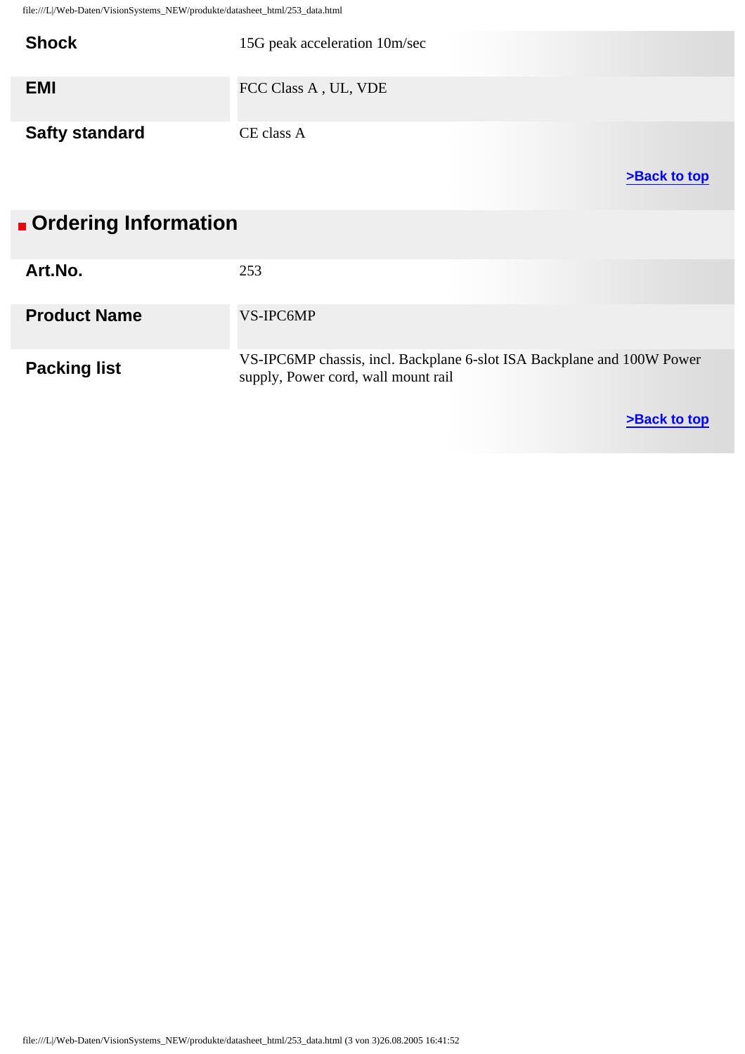| | |
|---|---|
| **Shock** | 15G peak acceleration 10m/sec |
| **EMI** | FCC Class A , UL, VDE |
| **Safty standard** | CE class A |

>Back to top

## Ordering Information

| | |
|---|---|
| **Art.No.** | 253 |
| **Product Name** | VS-IPC6MP |
| **Packing list** | VS-IPC6MP chassis, incl. Backplane 6-slot ISA Backplane and 100W Power supply, Power cord, wall mount rail |

>Back to top